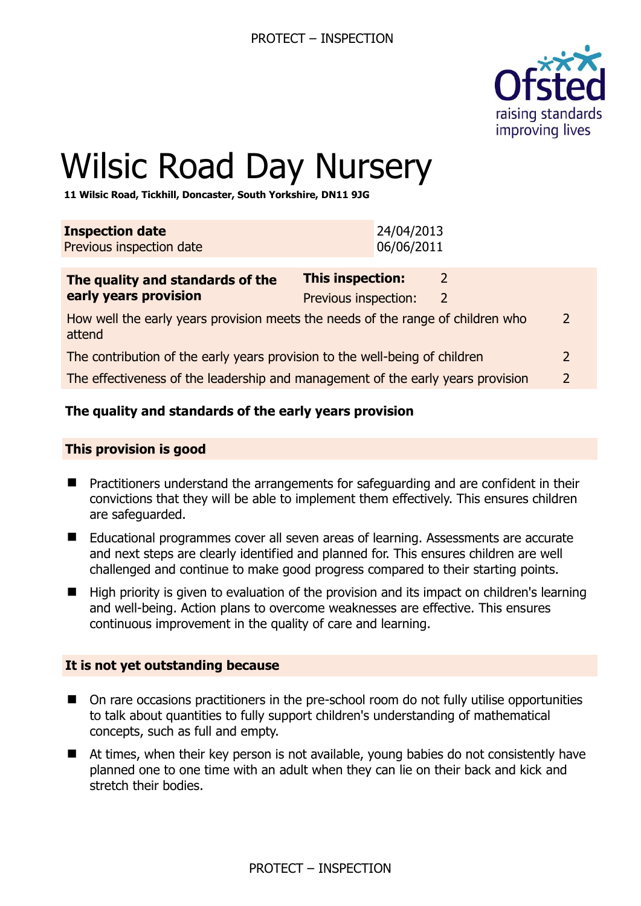# Wilsic Road Day Nursery

**11 Wilsic Road, Tickhill, Doncaster, South Yorkshire, DN11 9JG**

| **Inspection date** | 24/04/2013 |
| --- | --- |
| Previous inspection date | 06/06/2011 |

| **The quality and standards of the early years provision** | **This inspection:** | 2 |
| --- | --- | --- |
| | Previous inspection: | 2 |
| How well the early years provision meets the needs of the range of children who attend | | 2 |
| The contribution of the early years provision to the well-being of children | | 2 |
| The effectiveness of the leadership and management of the early years provision | | 2 |

**The quality and standards of the early years provision**

**This provision is good**

- Practitioners understand the arrangements for safeguarding and are confident in their convictions that they will be able to implement them effectively. This ensures children are safeguarded.
- Educational programmes cover all seven areas of learning. Assessments are accurate and next steps are clearly identified and planned for. This ensures children are well challenged and continue to make good progress compared to their starting points.
- High priority is given to evaluation of the provision and its impact on children's learning and well-being. Action plans to overcome weaknesses are effective. This ensures continuous improvement in the quality of care and learning.

**It is not yet outstanding because**

- On rare occasions practitioners in the pre-school room do not fully utilise opportunities to talk about quantities to fully support children's understanding of mathematical concepts, such as full and empty.
- At times, when their key person is not available, young babies do not consistently have planned one to one time with an adult when they can lie on their back and kick and stretch their bodies.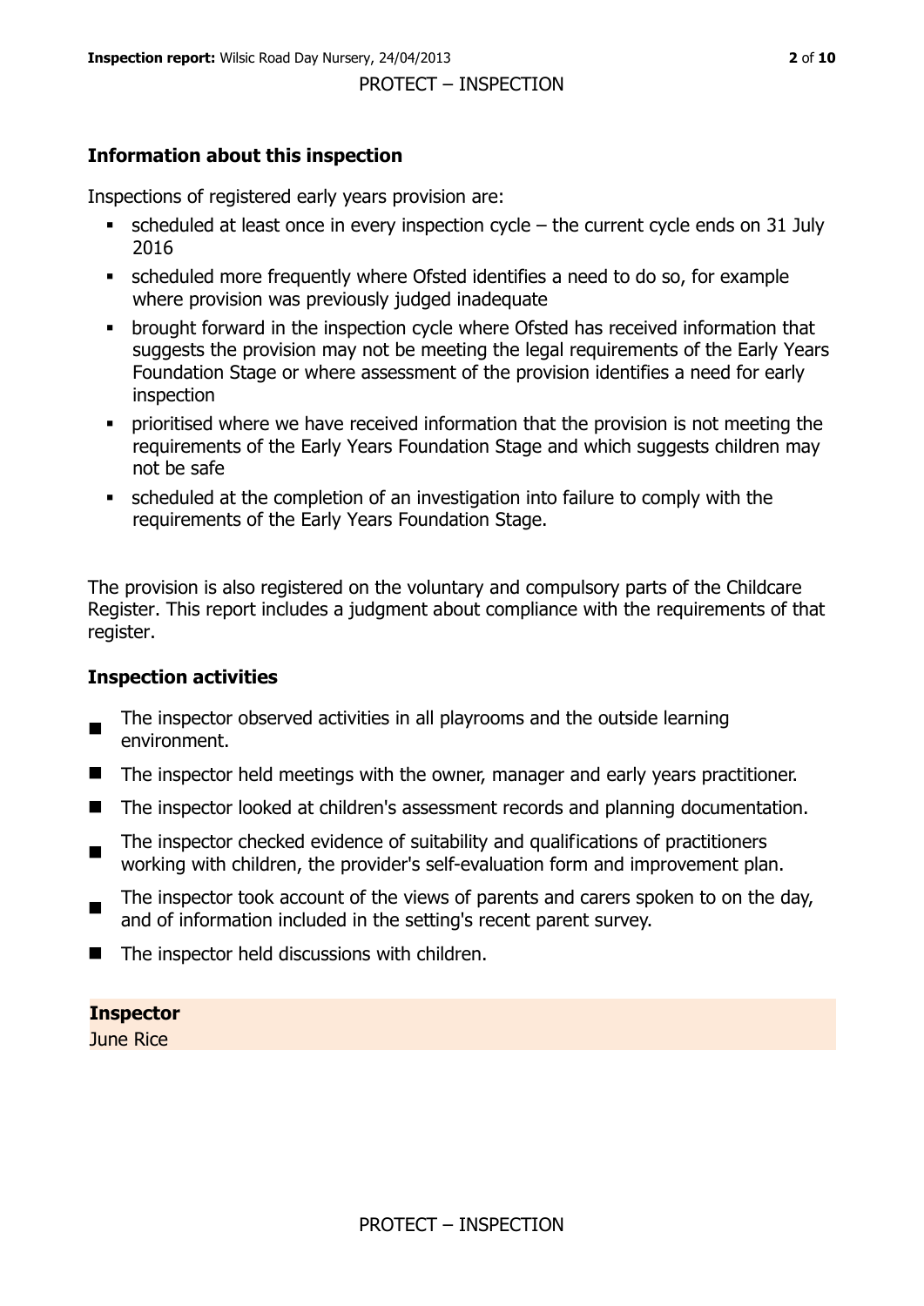## Information about this inspection

Inspections of registered early years provision are:

- scheduled at least once in every inspection cycle – the current cycle ends on 31 July 2016
- scheduled more frequently where Ofsted identifies a need to do so, for example where provision was previously judged inadequate
- brought forward in the inspection cycle where Ofsted has received information that suggests the provision may not be meeting the legal requirements of the Early Years Foundation Stage or where assessment of the provision identifies a need for early inspection
- prioritised where we have received information that the provision is not meeting the requirements of the Early Years Foundation Stage and which suggests children may not be safe
- scheduled at the completion of an investigation into failure to comply with the requirements of the Early Years Foundation Stage.

The provision is also registered on the voluntary and compulsory parts of the Childcare Register. This report includes a judgment about compliance with the requirements of that register.

## Inspection activities

- The inspector observed activities in all playrooms and the outside learning environment.
- The inspector held meetings with the owner, manager and early years practitioner.
- The inspector looked at children's assessment records and planning documentation.
- The inspector checked evidence of suitability and qualifications of practitioners working with children, the provider's self-evaluation form and improvement plan.
- The inspector took account of the views of parents and carers spoken to on the day, and of information included in the setting's recent parent survey.
- The inspector held discussions with children.

**Inspector**

June Rice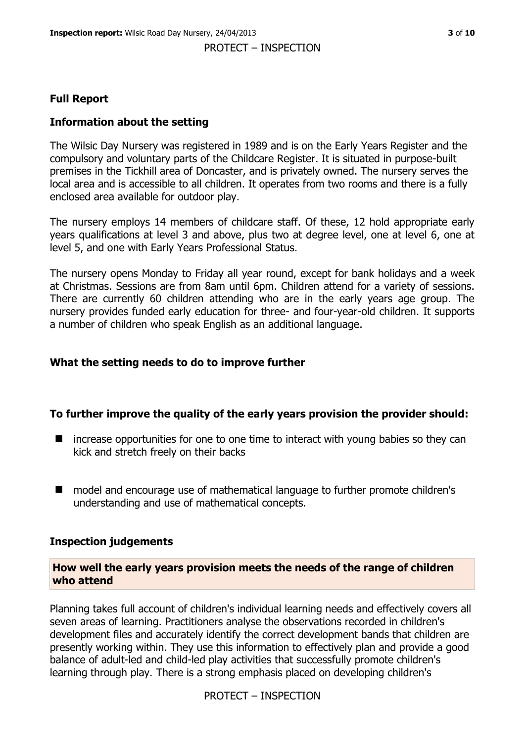## Full Report

### Information about the setting

The Wilsic Day Nursery was registered in 1989 and is on the Early Years Register and the compulsory and voluntary parts of the Childcare Register. It is situated in purpose-built premises in the Tickhill area of Doncaster, and is privately owned. The nursery serves the local area and is accessible to all children. It operates from two rooms and there is a fully enclosed area available for outdoor play.

The nursery employs 14 members of childcare staff. Of these, 12 hold appropriate early years qualifications at level 3 and above, plus two at degree level, one at level 6, one at level 5, and one with Early Years Professional Status.

The nursery opens Monday to Friday all year round, except for bank holidays and a week at Christmas. Sessions are from 8am until 6pm. Children attend for a variety of sessions. There are currently 60 children attending who are in the early years age group. The nursery provides funded early education for three- and four-year-old children. It supports a number of children who speak English as an additional language.

### What the setting needs to do to improve further

### To further improve the quality of the early years provision the provider should:

- increase opportunities for one to one time to interact with young babies so they can kick and stretch freely on their backs
- model and encourage use of mathematical language to further promote children's understanding and use of mathematical concepts.

### Inspection judgements

#### How well the early years provision meets the needs of the range of children who attend

Planning takes full account of children's individual learning needs and effectively covers all seven areas of learning. Practitioners analyse the observations recorded in children's development files and accurately identify the correct development bands that children are presently working within. They use this information to effectively plan and provide a good balance of adult-led and child-led play activities that successfully promote children's learning through play. There is a strong emphasis placed on developing children's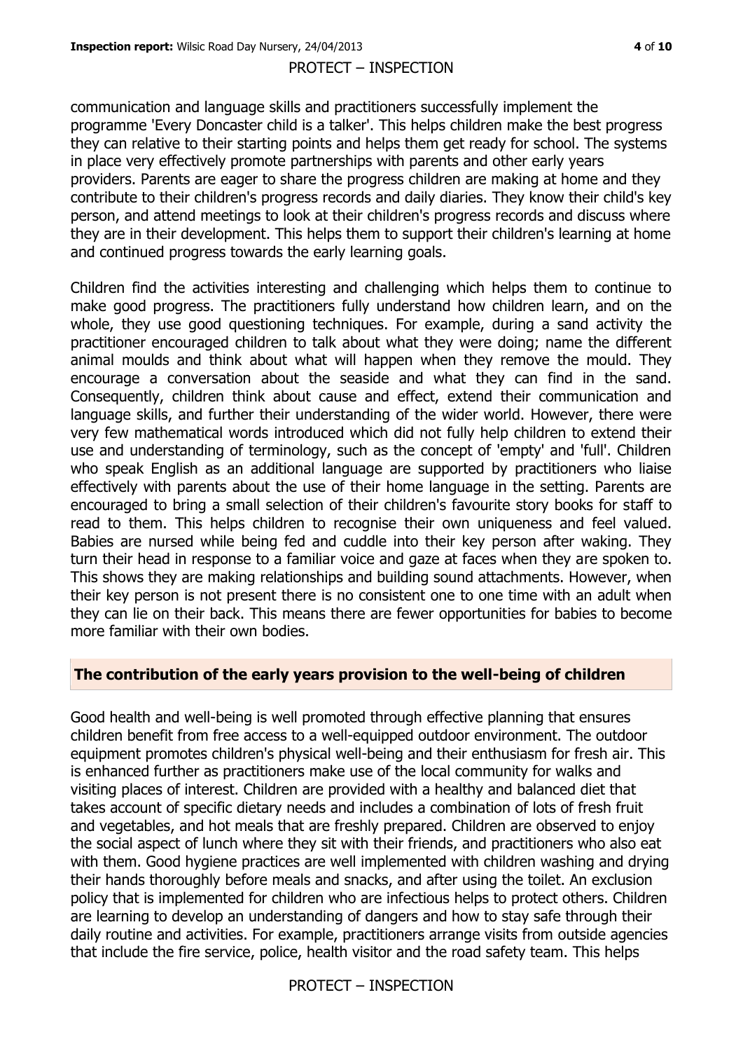communication and language skills and practitioners successfully implement the programme 'Every Doncaster child is a talker'. This helps children make the best progress they can relative to their starting points and helps them get ready for school. The systems in place very effectively promote partnerships with parents and other early years providers. Parents are eager to share the progress children are making at home and they contribute to their children's progress records and daily diaries. They know their child's key person, and attend meetings to look at their children's progress records and discuss where they are in their development. This helps them to support their children's learning at home and continued progress towards the early learning goals.

Children find the activities interesting and challenging which helps them to continue to make good progress. The practitioners fully understand how children learn, and on the whole, they use good questioning techniques. For example, during a sand activity the practitioner encouraged children to talk about what they were doing; name the different animal moulds and think about what will happen when they remove the mould. They encourage a conversation about the seaside and what they can find in the sand. Consequently, children think about cause and effect, extend their communication and language skills, and further their understanding of the wider world. However, there were very few mathematical words introduced which did not fully help children to extend their use and understanding of terminology, such as the concept of 'empty' and 'full'. Children who speak English as an additional language are supported by practitioners who liaise effectively with parents about the use of their home language in the setting. Parents are encouraged to bring a small selection of their children's favourite story books for staff to read to them. This helps children to recognise their own uniqueness and feel valued. Babies are nursed while being fed and cuddle into their key person after waking. They turn their head in response to a familiar voice and gaze at faces when they are spoken to. This shows they are making relationships and building sound attachments. However, when their key person is not present there is no consistent one to one time with an adult when they can lie on their back. This means there are fewer opportunities for babies to become more familiar with their own bodies.

## The contribution of the early years provision to the well-being of children

Good health and well-being is well promoted through effective planning that ensures children benefit from free access to a well-equipped outdoor environment. The outdoor equipment promotes children's physical well-being and their enthusiasm for fresh air. This is enhanced further as practitioners make use of the local community for walks and visiting places of interest. Children are provided with a healthy and balanced diet that takes account of specific dietary needs and includes a combination of lots of fresh fruit and vegetables, and hot meals that are freshly prepared. Children are observed to enjoy the social aspect of lunch where they sit with their friends, and practitioners who also eat with them. Good hygiene practices are well implemented with children washing and drying their hands thoroughly before meals and snacks, and after using the toilet. An exclusion policy that is implemented for children who are infectious helps to protect others. Children are learning to develop an understanding of dangers and how to stay safe through their daily routine and activities. For example, practitioners arrange visits from outside agencies that include the fire service, police, health visitor and the road safety team. This helps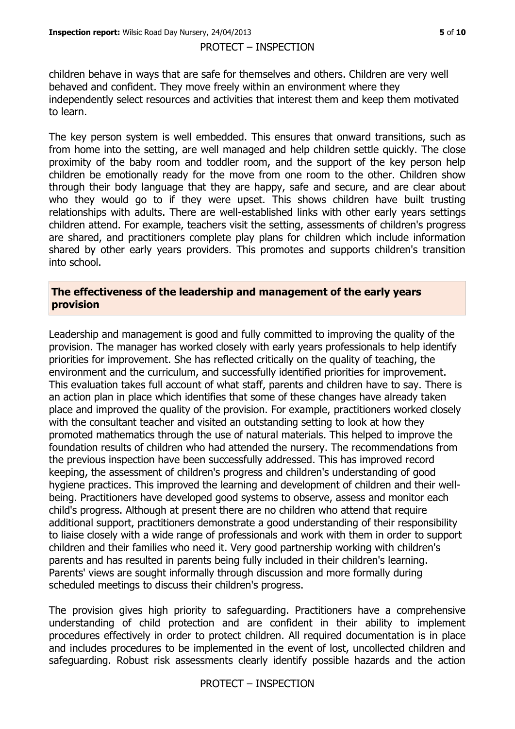children behave in ways that are safe for themselves and others. Children are very well behaved and confident. They move freely within an environment where they independently select resources and activities that interest them and keep them motivated to learn.

The key person system is well embedded. This ensures that onward transitions, such as from home into the setting, are well managed and help children settle quickly. The close proximity of the baby room and toddler room, and the support of the key person help children be emotionally ready for the move from one room to the other. Children show through their body language that they are happy, safe and secure, and are clear about who they would go to if they were upset. This shows children have built trusting relationships with adults. There are well-established links with other early years settings children attend. For example, teachers visit the setting, assessments of children's progress are shared, and practitioners complete play plans for children which include information shared by other early years providers. This promotes and supports children's transition into school.

## The effectiveness of the leadership and management of the early years provision

Leadership and management is good and fully committed to improving the quality of the provision. The manager has worked closely with early years professionals to help identify priorities for improvement. She has reflected critically on the quality of teaching, the environment and the curriculum, and successfully identified priorities for improvement. This evaluation takes full account of what staff, parents and children have to say. There is an action plan in place which identifies that some of these changes have already taken place and improved the quality of the provision. For example, practitioners worked closely with the consultant teacher and visited an outstanding setting to look at how they promoted mathematics through the use of natural materials. This helped to improve the foundation results of children who had attended the nursery. The recommendations from the previous inspection have been successfully addressed. This has improved record keeping, the assessment of children's progress and children's understanding of good hygiene practices. This improved the learning and development of children and their well-being. Practitioners have developed good systems to observe, assess and monitor each child's progress. Although at present there are no children who attend that require additional support, practitioners demonstrate a good understanding of their responsibility to liaise closely with a wide range of professionals and work with them in order to support children and their families who need it. Very good partnership working with children's parents and has resulted in parents being fully included in their children's learning. Parents' views are sought informally through discussion and more formally during scheduled meetings to discuss their children's progress.

The provision gives high priority to safeguarding. Practitioners have a comprehensive understanding of child protection and are confident in their ability to implement procedures effectively in order to protect children. All required documentation is in place and includes procedures to be implemented in the event of lost, uncollected children and safeguarding. Robust risk assessments clearly identify possible hazards and the action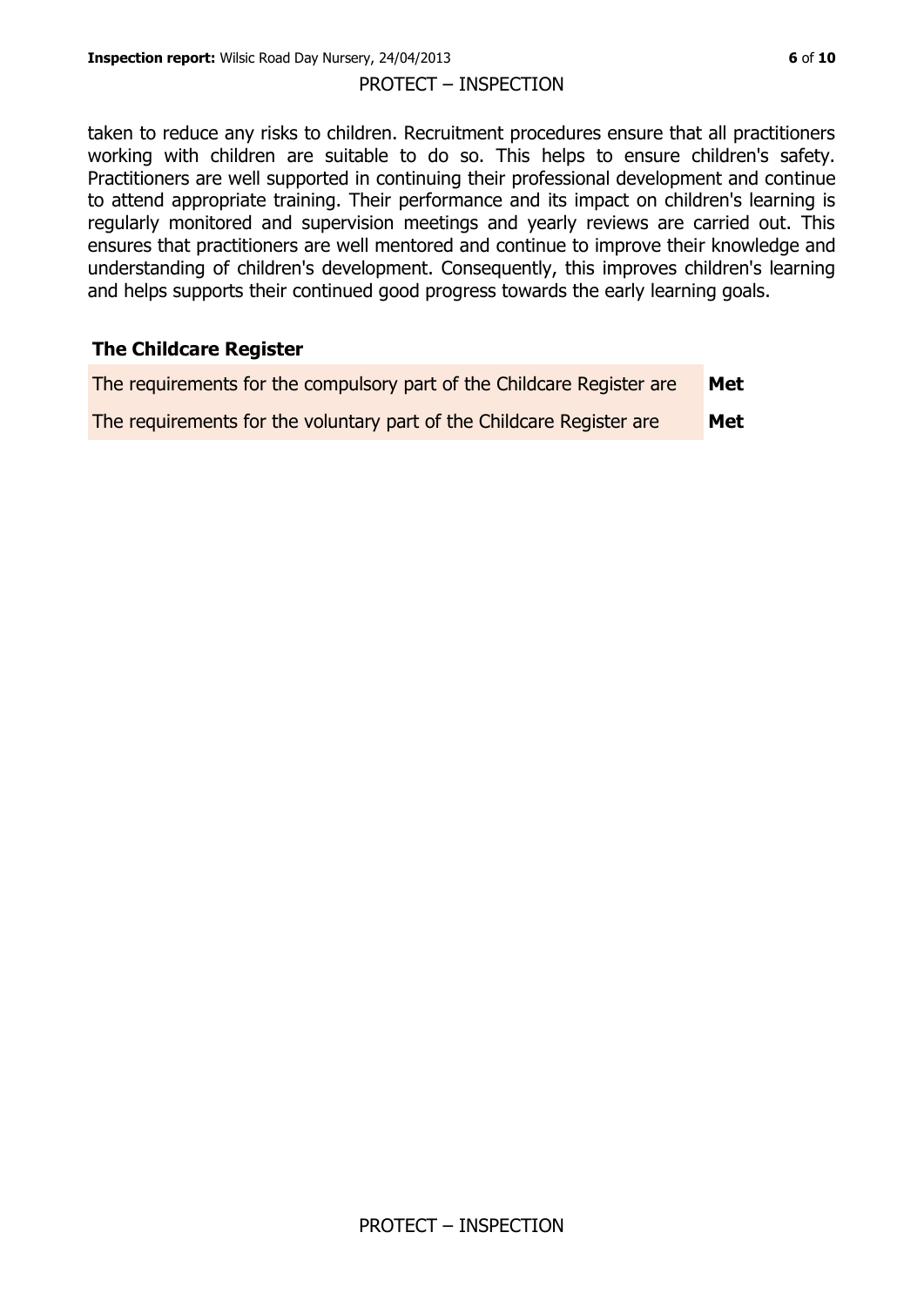taken to reduce any risks to children. Recruitment procedures ensure that all practitioners working with children are suitable to do so. This helps to ensure children's safety. Practitioners are well supported in continuing their professional development and continue to attend appropriate training. Their performance and its impact on children's learning is regularly monitored and supervision meetings and yearly reviews are carried out. This ensures that practitioners are well mentored and continue to improve their knowledge and understanding of children's development. Consequently, this improves children's learning and helps supports their continued good progress towards the early learning goals.

## The Childcare Register

| | |
|---|---|
| The requirements for the compulsory part of the Childcare Register are | **Met** |
| The requirements for the voluntary part of the Childcare Register are | **Met** |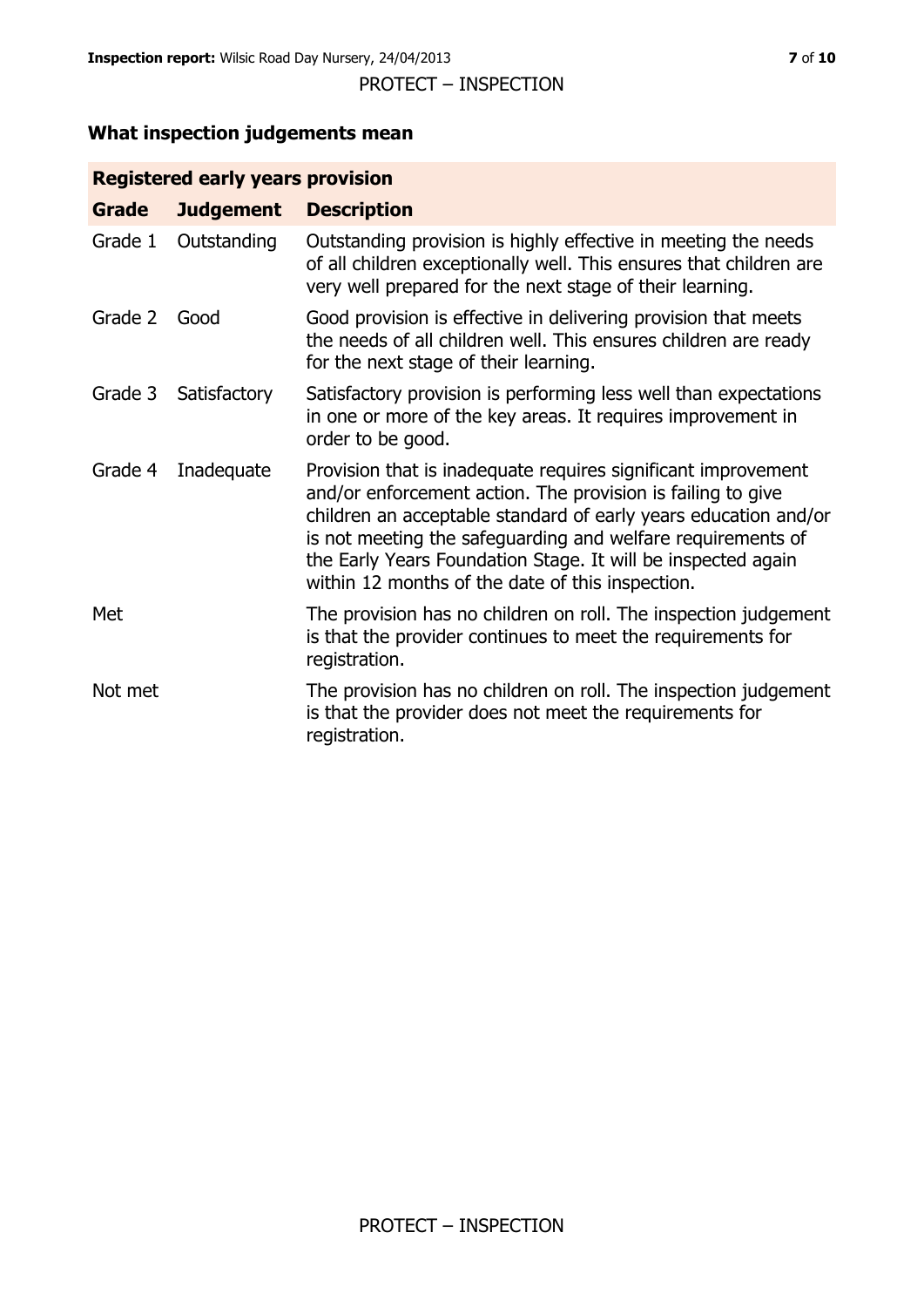## What inspection judgements mean

| Registered early years provision | | |
|---|---|---|
| **Grade** | **Judgement** | **Description** |
| Grade 1 | Outstanding | Outstanding provision is highly effective in meeting the needs of all children exceptionally well. This ensures that children are very well prepared for the next stage of their learning. |
| Grade 2 | Good | Good provision is effective in delivering provision that meets the needs of all children well. This ensures children are ready for the next stage of their learning. |
| Grade 3 | Satisfactory | Satisfactory provision is performing less well than expectations in one or more of the key areas. It requires improvement in order to be good. |
| Grade 4 | Inadequate | Provision that is inadequate requires significant improvement and/or enforcement action. The provision is failing to give children an acceptable standard of early years education and/or is not meeting the safeguarding and welfare requirements of the Early Years Foundation Stage. It will be inspected again within 12 months of the date of this inspection. |
| Met | | The provision has no children on roll. The inspection judgement is that the provider continues to meet the requirements for registration. |
| Not met | | The provision has no children on roll. The inspection judgement is that the provider does not meet the requirements for registration. |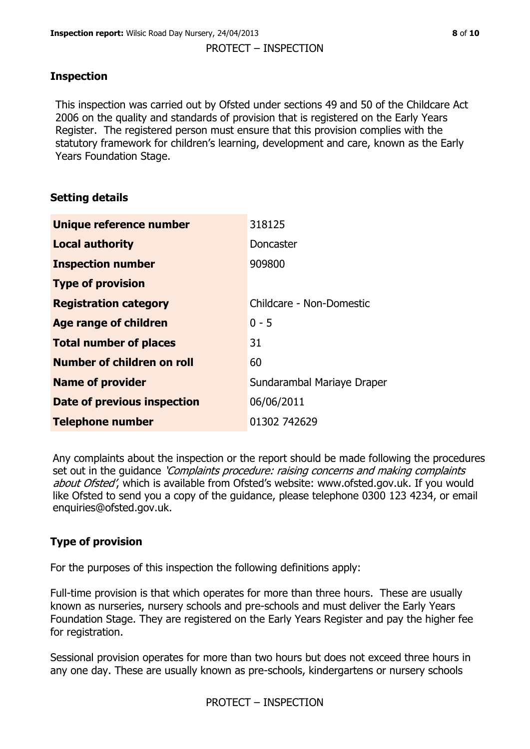## Inspection

This inspection was carried out by Ofsted under sections 49 and 50 of the Childcare Act 2006 on the quality and standards of provision that is registered on the Early Years Register. The registered person must ensure that this provision complies with the statutory framework for children's learning, development and care, known as the Early Years Foundation Stage.

## Setting details

| | |
|---|---|
| **Unique reference number** | 318125 |
| **Local authority** | Doncaster |
| **Inspection number** | 909800 |
| **Type of provision** | |
| **Registration category** | Childcare - Non-Domestic |
| **Age range of children** | 0 - 5 |
| **Total number of places** | 31 |
| **Number of children on roll** | 60 |
| **Name of provider** | Sundarambal Mariaye Draper |
| **Date of previous inspection** | 06/06/2011 |
| **Telephone number** | 01302 742629 |

Any complaints about the inspection or the report should be made following the procedures set out in the guidance *'Complaints procedure: raising concerns and making complaints about Ofsted'*, which is available from Ofsted's website: www.ofsted.gov.uk. If you would like Ofsted to send you a copy of the guidance, please telephone 0300 123 4234, or email enquiries@ofsted.gov.uk.

## Type of provision

For the purposes of this inspection the following definitions apply:

Full-time provision is that which operates for more than three hours. These are usually known as nurseries, nursery schools and pre-schools and must deliver the Early Years Foundation Stage. They are registered on the Early Years Register and pay the higher fee for registration.

Sessional provision operates for more than two hours but does not exceed three hours in any one day. These are usually known as pre-schools, kindergartens or nursery schools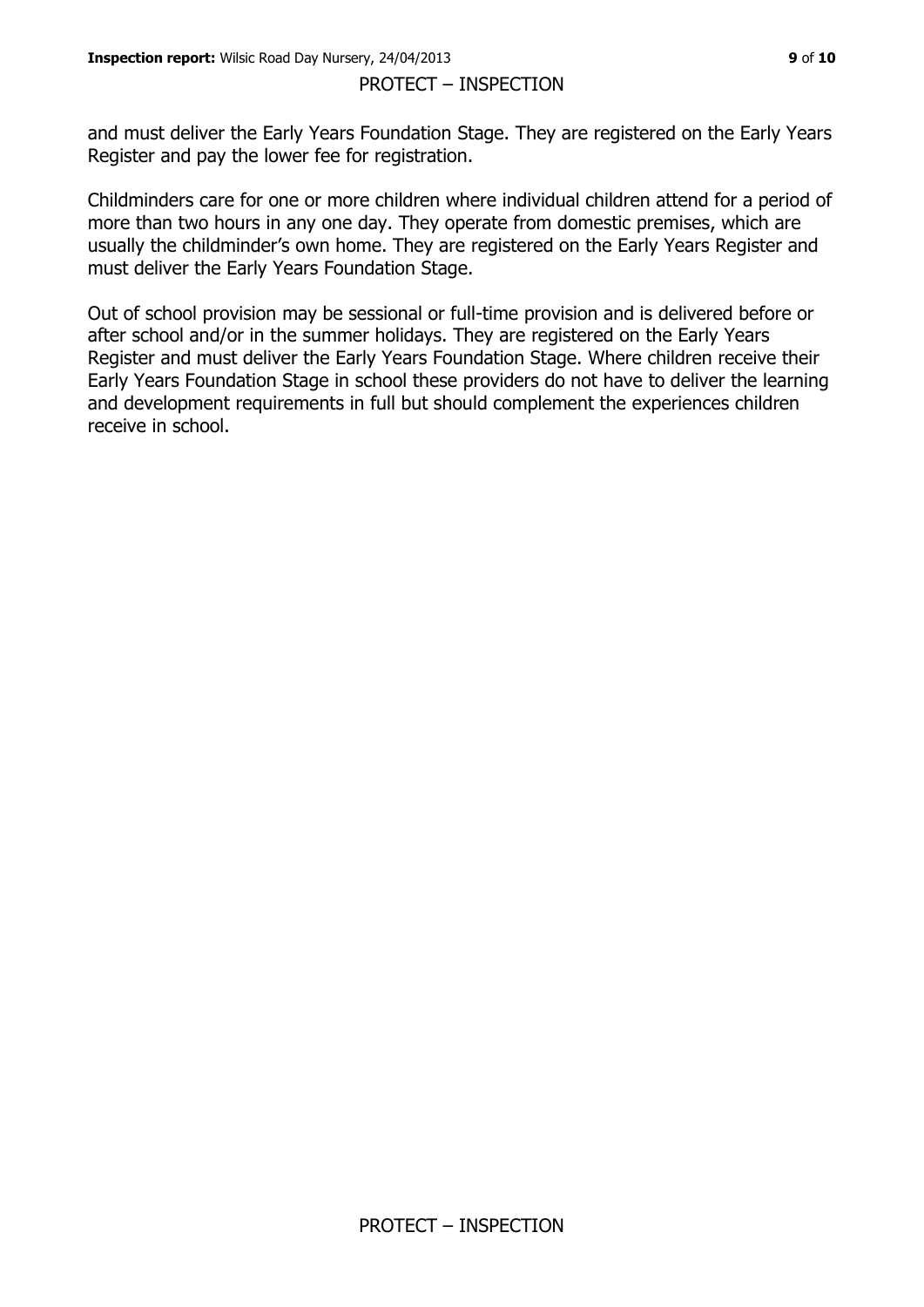and must deliver the Early Years Foundation Stage. They are registered on the Early Years Register and pay the lower fee for registration.

Childminders care for one or more children where individual children attend for a period of more than two hours in any one day. They operate from domestic premises, which are usually the childminder's own home. They are registered on the Early Years Register and must deliver the Early Years Foundation Stage.

Out of school provision may be sessional or full-time provision and is delivered before or after school and/or in the summer holidays. They are registered on the Early Years Register and must deliver the Early Years Foundation Stage. Where children receive their Early Years Foundation Stage in school these providers do not have to deliver the learning and development requirements in full but should complement the experiences children receive in school.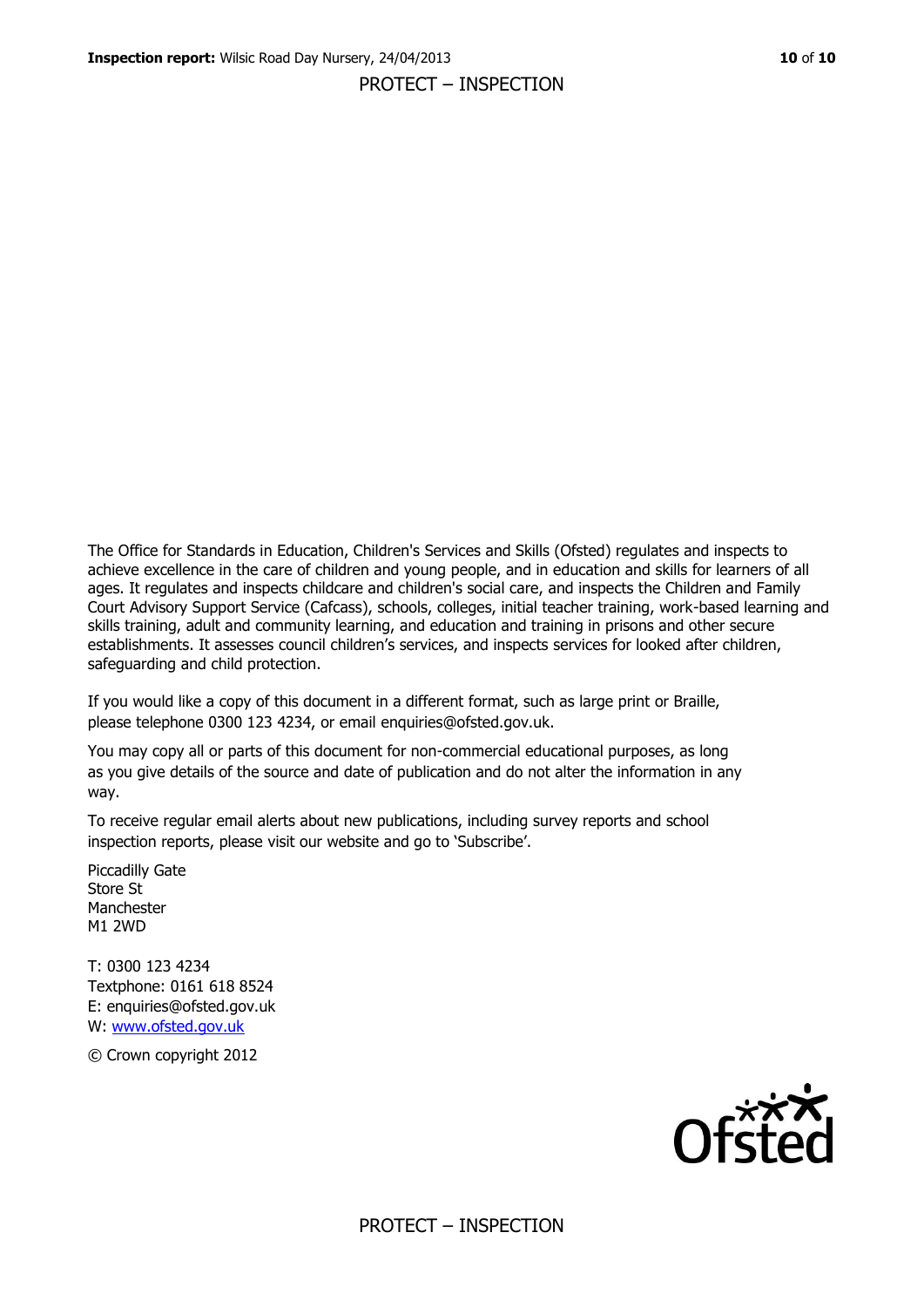The Office for Standards in Education, Children's Services and Skills (Ofsted) regulates and inspects to achieve excellence in the care of children and young people, and in education and skills for learners of all ages. It regulates and inspects childcare and children's social care, and inspects the Children and Family Court Advisory Support Service (Cafcass), schools, colleges, initial teacher training, work-based learning and skills training, adult and community learning, and education and training in prisons and other secure establishments. It assesses council children's services, and inspects services for looked after children, safeguarding and child protection.

If you would like a copy of this document in a different format, such as large print or Braille, please telephone 0300 123 4234, or email enquiries@ofsted.gov.uk.

You may copy all or parts of this document for non-commercial educational purposes, as long as you give details of the source and date of publication and do not alter the information in any way.

To receive regular email alerts about new publications, including survey reports and school inspection reports, please visit our website and go to 'Subscribe'.

Piccadilly Gate
Store St
Manchester
M1 2WD

T: 0300 123 4234
Textphone: 0161 618 8524
E: enquiries@ofsted.gov.uk
W: www.ofsted.gov.uk

© Crown copyright 2012